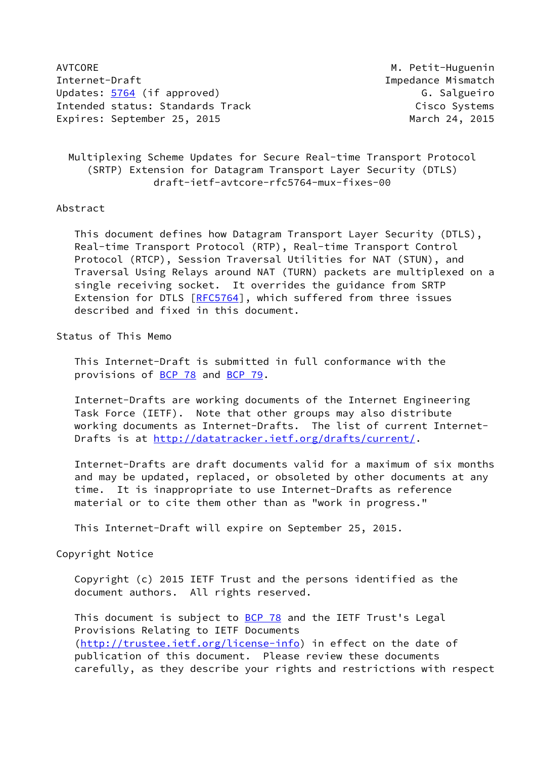AVTCORE M. Petit-Huguenin
Internet-Draft Impedance Mismatch
Updates: 5764 (if approved) G. Salgueiro
Intended status: Standards Track Cisco Systems
Expires: September 25, 2015 March 24, 2015

# Multiplexing Scheme Updates for Secure Real-time Transport Protocol (SRTP) Extension for Datagram Transport Layer Security (DTLS)

draft-ietf-avtcore-rfc5764-mux-fixes-00

## Abstract

This document defines how Datagram Transport Layer Security (DTLS), Real-time Transport Protocol (RTP), Real-time Transport Control Protocol (RTCP), Session Traversal Utilities for NAT (STUN), and Traversal Using Relays around NAT (TURN) packets are multiplexed on a single receiving socket. It overrides the guidance from SRTP Extension for DTLS [RFC5764], which suffered from three issues described and fixed in this document.

## Status of This Memo

This Internet-Draft is submitted in full conformance with the provisions of BCP 78 and BCP 79.

Internet-Drafts are working documents of the Internet Engineering Task Force (IETF). Note that other groups may also distribute working documents as Internet-Drafts. The list of current Internet-Drafts is at http://datatracker.ietf.org/drafts/current/.

Internet-Drafts are draft documents valid for a maximum of six months and may be updated, replaced, or obsoleted by other documents at any time. It is inappropriate to use Internet-Drafts as reference material or to cite them other than as "work in progress."

This Internet-Draft will expire on September 25, 2015.

## Copyright Notice

Copyright (c) 2015 IETF Trust and the persons identified as the document authors. All rights reserved.

This document is subject to BCP 78 and the IETF Trust's Legal Provisions Relating to IETF Documents (http://trustee.ietf.org/license-info) in effect on the date of publication of this document. Please review these documents carefully, as they describe your rights and restrictions with respect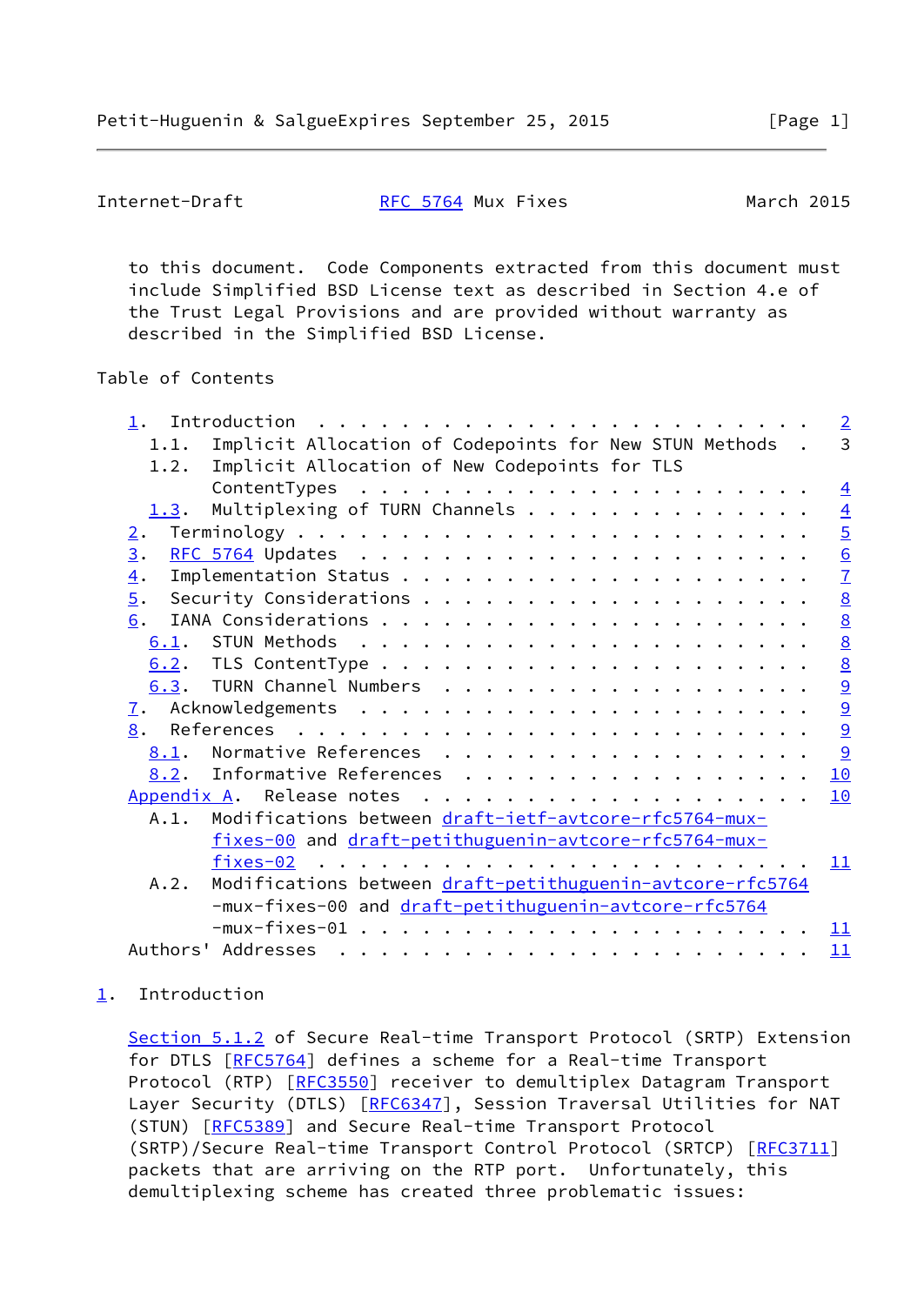to this document. Code Components extracted from this document must include Simplified BSD License text as described in Section 4.e of the Trust Legal Provisions and are provided without warranty as described in the Simplified BSD License.

## Table of Contents

```
   1.  Introduction  . . . . . . . . . . . . . . . . . . . . . . . .   2
     1.1.  Implicit Allocation of Codepoints for New STUN Methods  .   3
     1.2.  Implicit Allocation of New Codepoints for TLS
           ContentTypes  . . . . . . . . . . . . . . . . . . . . . .   4
     1.3.  Multiplexing of TURN Channels . . . . . . . . . . . . . .   4
   2.  Terminology . . . . . . . . . . . . . . . . . . . . . . . . .   5
   3.  RFC 5764 Updates  . . . . . . . . . . . . . . . . . . . . . .   6
   4.  Implementation Status . . . . . . . . . . . . . . . . . . . .   7
   5.  Security Considerations . . . . . . . . . . . . . . . . . . .   8
   6.  IANA Considerations . . . . . . . . . . . . . . . . . . . . .   8
     6.1.  STUN Methods  . . . . . . . . . . . . . . . . . . . . . .   8
     6.2.  TLS ContentType . . . . . . . . . . . . . . . . . . . . .   8
     6.3.  TURN Channel Numbers  . . . . . . . . . . . . . . . . . .   9
   7.  Acknowledgements  . . . . . . . . . . . . . . . . . . . . . .   9
   8.  References  . . . . . . . . . . . . . . . . . . . . . . . . .   9
     8.1.  Normative References  . . . . . . . . . . . . . . . . . .   9
     8.2.  Informative References  . . . . . . . . . . . . . . . . .  10
   Appendix A.  Release notes  . . . . . . . . . . . . . . . . . . .  10
     A.1.  Modifications between draft-ietf-avtcore-rfc5764-mux-
           fixes-00 and draft-petithuguenin-avtcore-rfc5764-mux-
           fixes-02  . . . . . . . . . . . . . . . . . . . . . . . .  11
     A.2.  Modifications between draft-petithuguenin-avtcore-rfc5764
           -mux-fixes-00 and draft-petithuguenin-avtcore-rfc5764
           -mux-fixes-01 . . . . . . . . . . . . . . . . . . . . . .  11
   Authors' Addresses  . . . . . . . . . . . . . . . . . . . . . . .  11
```

## 1. Introduction

Section 5.1.2 of Secure Real-time Transport Protocol (SRTP) Extension for DTLS [RFC5764] defines a scheme for a Real-time Transport Protocol (RTP) [RFC3550] receiver to demultiplex Datagram Transport Layer Security (DTLS) [RFC6347], Session Traversal Utilities for NAT (STUN) [RFC5389] and Secure Real-time Transport Protocol (SRTP)/Secure Real-time Transport Control Protocol (SRTCP) [RFC3711] packets that are arriving on the RTP port. Unfortunately, this demultiplexing scheme has created three problematic issues: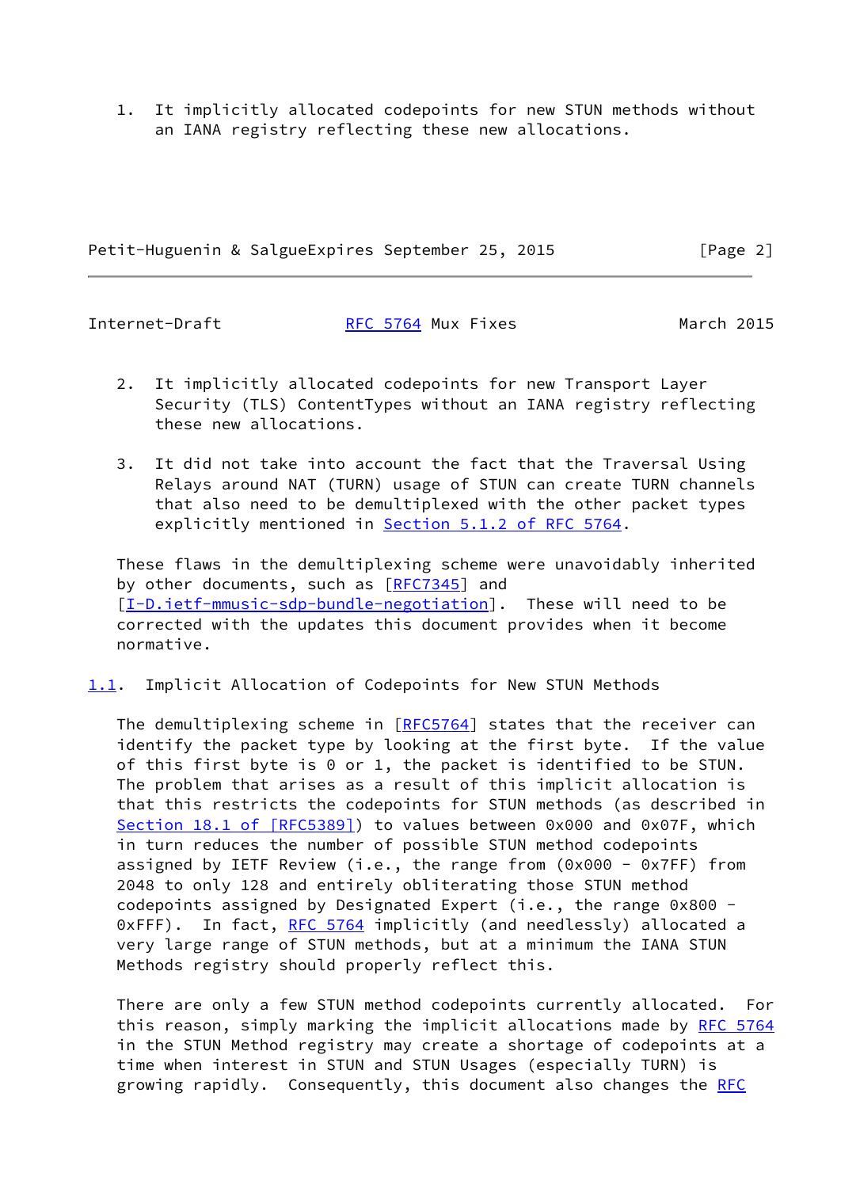1. It implicitly allocated codepoints for new STUN methods without an IANA registry reflecting these new allocations.

2. It implicitly allocated codepoints for new Transport Layer Security (TLS) ContentTypes without an IANA registry reflecting these new allocations.

3. It did not take into account the fact that the Traversal Using Relays around NAT (TURN) usage of STUN can create TURN channels that also need to be demultiplexed with the other packet types explicitly mentioned in Section 5.1.2 of RFC 5764.

These flaws in the demultiplexing scheme were unavoidably inherited by other documents, such as [RFC7345] and [I-D.ietf-mmusic-sdp-bundle-negotiation]. These will need to be corrected with the updates this document provides when it become normative.

## 1.1. Implicit Allocation of Codepoints for New STUN Methods

The demultiplexing scheme in [RFC5764] states that the receiver can identify the packet type by looking at the first byte. If the value of this first byte is 0 or 1, the packet is identified to be STUN. The problem that arises as a result of this implicit allocation is that this restricts the codepoints for STUN methods (as described in Section 18.1 of [RFC5389]) to values between 0x000 and 0x07F, which in turn reduces the number of possible STUN method codepoints assigned by IETF Review (i.e., the range from (0x000 - 0x7FF) from 2048 to only 128 and entirely obliterating those STUN method codepoints assigned by Designated Expert (i.e., the range 0x800 - 0xFFF). In fact, RFC 5764 implicitly (and needlessly) allocated a very large range of STUN methods, but at a minimum the IANA STUN Methods registry should properly reflect this.

There are only a few STUN method codepoints currently allocated. For this reason, simply marking the implicit allocations made by RFC 5764 in the STUN Method registry may create a shortage of codepoints at a time when interest in STUN and STUN Usages (especially TURN) is growing rapidly. Consequently, this document also changes the RFC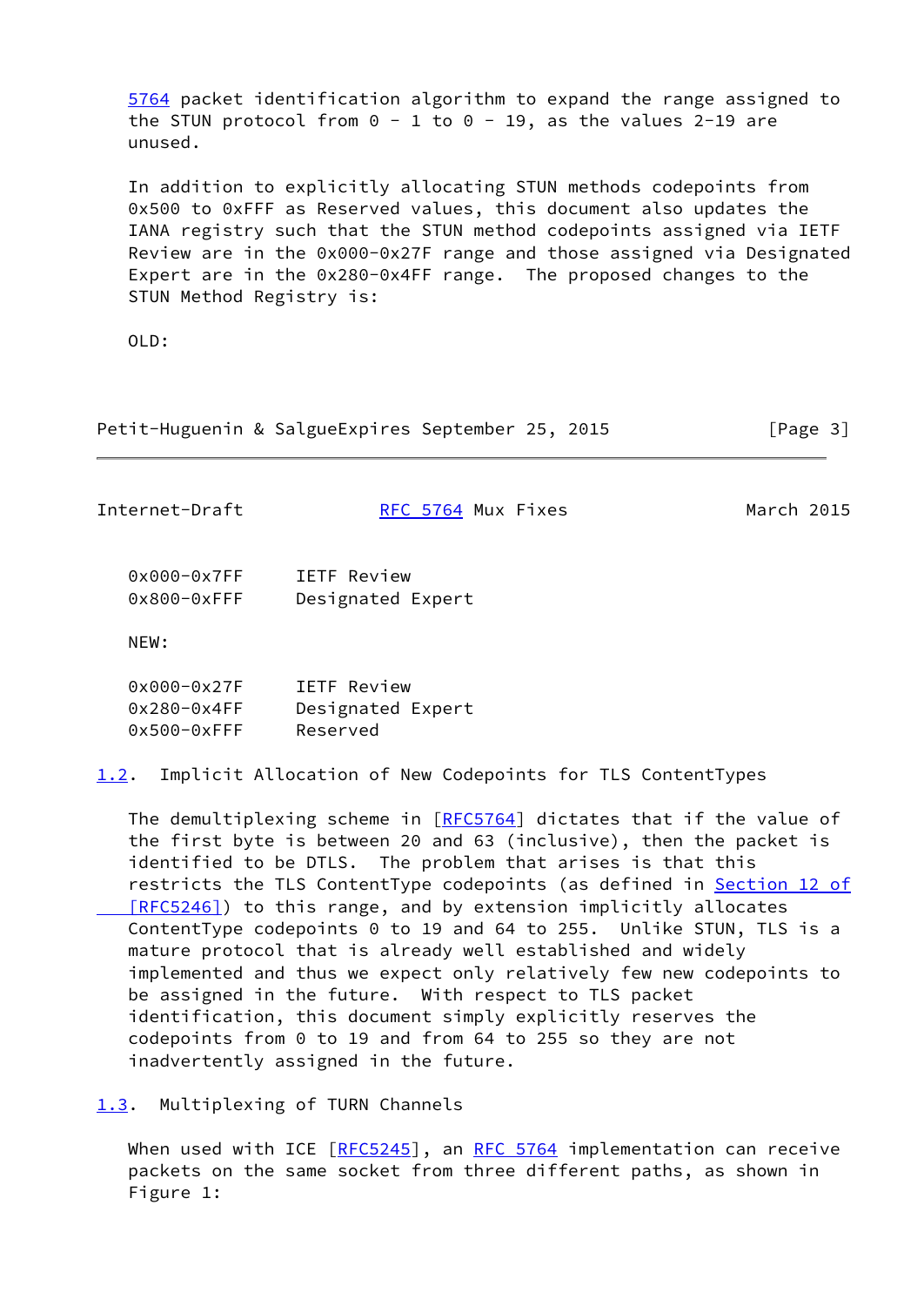5764 packet identification algorithm to expand the range assigned to the STUN protocol from 0 - 1 to 0 - 19, as the values 2-19 are unused.

In addition to explicitly allocating STUN methods codepoints from 0x500 to 0xFFF as Reserved values, this document also updates the IANA registry such that the STUN method codepoints assigned via IETF Review are in the 0x000-0x27F range and those assigned via Designated Expert are in the 0x280-0x4FF range. The proposed changes to the STUN Method Registry is:

OLD:

```
0x000-0x7FF     IETF Review
0x800-0xFFF     Designated Expert
```

NEW:

```
0x000-0x27F     IETF Review
0x280-0x4FF     Designated Expert
0x500-0xFFF     Reserved
```

## 1.2. Implicit Allocation of New Codepoints for TLS ContentTypes

The demultiplexing scheme in [RFC5764] dictates that if the value of the first byte is between 20 and 63 (inclusive), then the packet is identified to be DTLS. The problem that arises is that this restricts the TLS ContentType codepoints (as defined in Section 12 of [RFC5246]) to this range, and by extension implicitly allocates ContentType codepoints 0 to 19 and 64 to 255. Unlike STUN, TLS is a mature protocol that is already well established and widely implemented and thus we expect only relatively few new codepoints to be assigned in the future. With respect to TLS packet identification, this document simply explicitly reserves the codepoints from 0 to 19 and from 64 to 255 so they are not inadvertently assigned in the future.

## 1.3. Multiplexing of TURN Channels

When used with ICE [RFC5245], an RFC 5764 implementation can receive packets on the same socket from three different paths, as shown in Figure 1: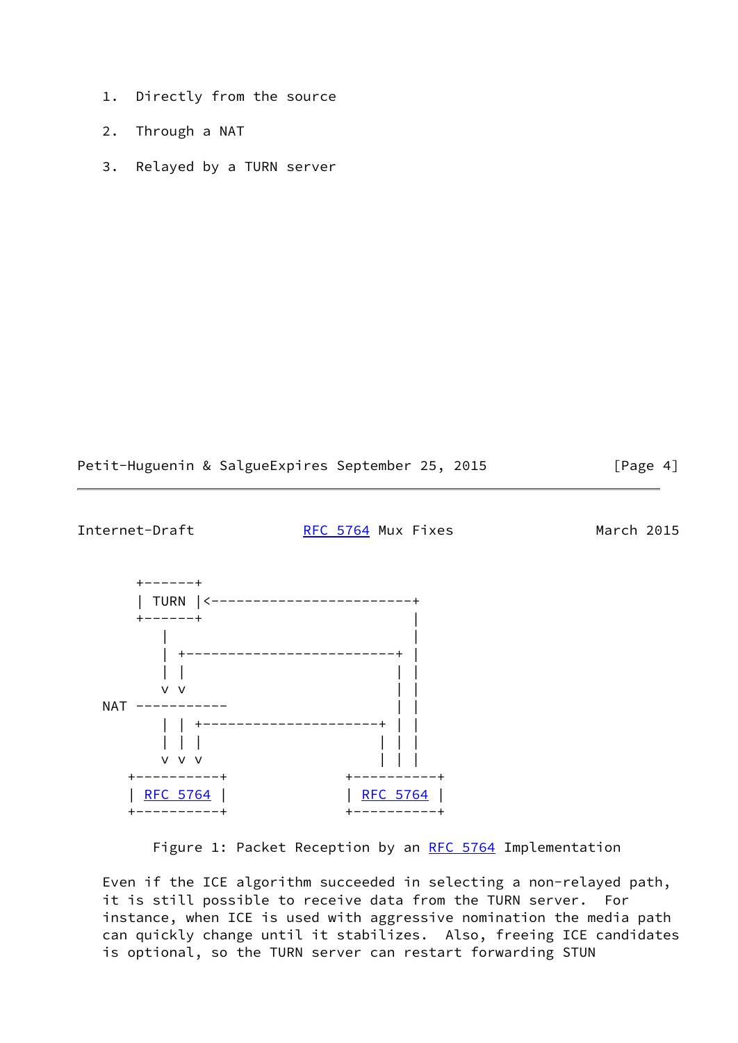1. Directly from the source

2. Through a NAT

3. Relayed by a TURN server

```
      +------+
      | TURN |<------------------------+
      +------+                         |
         |                             |
         | +-------------------------+ |
         | |                         | |
         v v                         | |
NAT -----------                      | |
         | | +---------------------+ | |
         | | |                     | | |
         v v v                     | | |
     +----------+              +----------+
     | RFC 5764 |              | RFC 5764 |
     +----------+              +----------+
```

Figure 1: Packet Reception by an RFC 5764 Implementation

Even if the ICE algorithm succeeded in selecting a non-relayed path, it is still possible to receive data from the TURN server. For instance, when ICE is used with aggressive nomination the media path can quickly change until it stabilizes. Also, freeing ICE candidates is optional, so the TURN server can restart forwarding STUN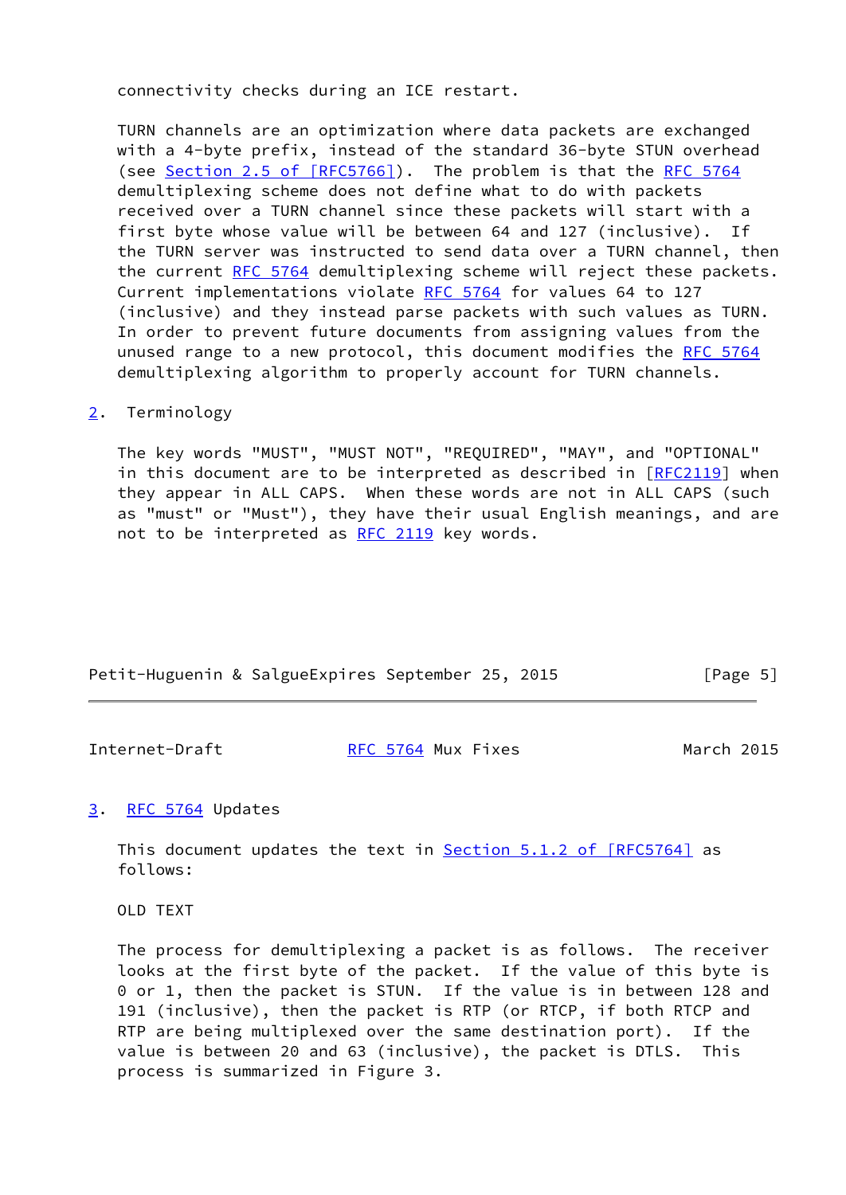connectivity checks during an ICE restart.

TURN channels are an optimization where data packets are exchanged with a 4-byte prefix, instead of the standard 36-byte STUN overhead (see Section 2.5 of [RFC5766]). The problem is that the RFC 5764 demultiplexing scheme does not define what to do with packets received over a TURN channel since these packets will start with a first byte whose value will be between 64 and 127 (inclusive). If the TURN server was instructed to send data over a TURN channel, then the current RFC 5764 demultiplexing scheme will reject these packets. Current implementations violate RFC 5764 for values 64 to 127 (inclusive) and they instead parse packets with such values as TURN. In order to prevent future documents from assigning values from the unused range to a new protocol, this document modifies the RFC 5764 demultiplexing algorithm to properly account for TURN channels.

## 2. Terminology

The key words "MUST", "MUST NOT", "REQUIRED", "MAY", and "OPTIONAL" in this document are to be interpreted as described in [RFC2119] when they appear in ALL CAPS. When these words are not in ALL CAPS (such as "must" or "Must"), they have their usual English meanings, and are not to be interpreted as RFC 2119 key words.

## 3. RFC 5764 Updates

This document updates the text in Section 5.1.2 of [RFC5764] as follows:

OLD TEXT

The process for demultiplexing a packet is as follows. The receiver looks at the first byte of the packet. If the value of this byte is 0 or 1, then the packet is STUN. If the value is in between 128 and 191 (inclusive), then the packet is RTP (or RTCP, if both RTCP and RTP are being multiplexed over the same destination port). If the value is between 20 and 63 (inclusive), the packet is DTLS. This process is summarized in Figure 3.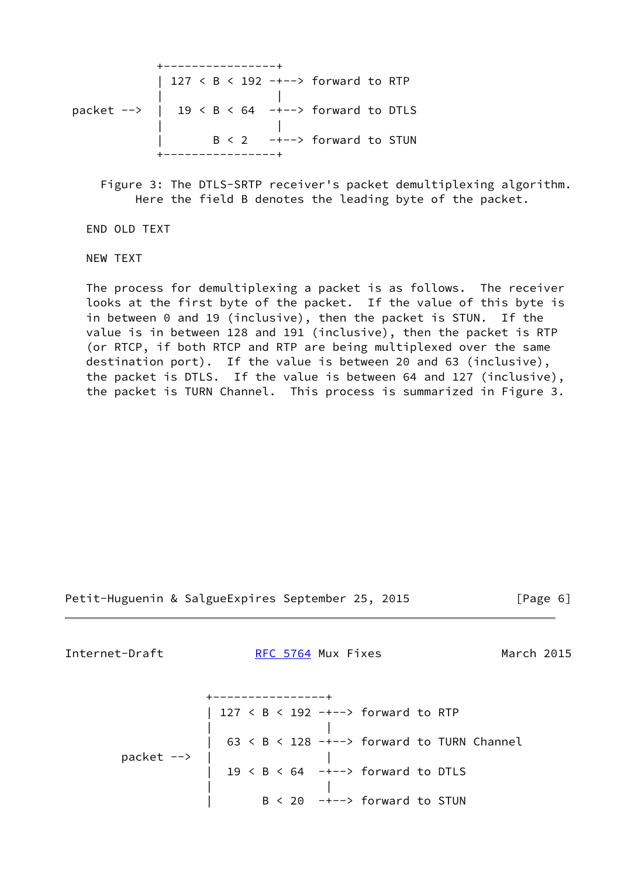```
                +----------------+
                | 127 < B < 192 -+--> forward to RTP
                |                |
    packet -->  |  19 < B < 64  -+--> forward to DTLS
                |                |
                |       B < 2   -+--> forward to STUN
                +----------------+
```

Figure 3: The DTLS-SRTP receiver's packet demultiplexing algorithm. Here the field B denotes the leading byte of the packet.

END OLD TEXT

NEW TEXT

The process for demultiplexing a packet is as follows. The receiver looks at the first byte of the packet. If the value of this byte is in between 0 and 19 (inclusive), then the packet is STUN. If the value is in between 128 and 191 (inclusive), then the packet is RTP (or RTCP, if both RTCP and RTP are being multiplexed over the same destination port). If the value is between 20 and 63 (inclusive), the packet is DTLS. If the value is between 64 and 127 (inclusive), the packet is TURN Channel. This process is summarized in Figure 3.

```
                +----------------+
                | 127 < B < 192 -+--> forward to RTP
                |                |
                |  63 < B < 128 -+--> forward to TURN Channel
    packet -->  |                |
                |  19 < B < 64  -+--> forward to DTLS
                |                |
                |       B < 20  -+--> forward to STUN
```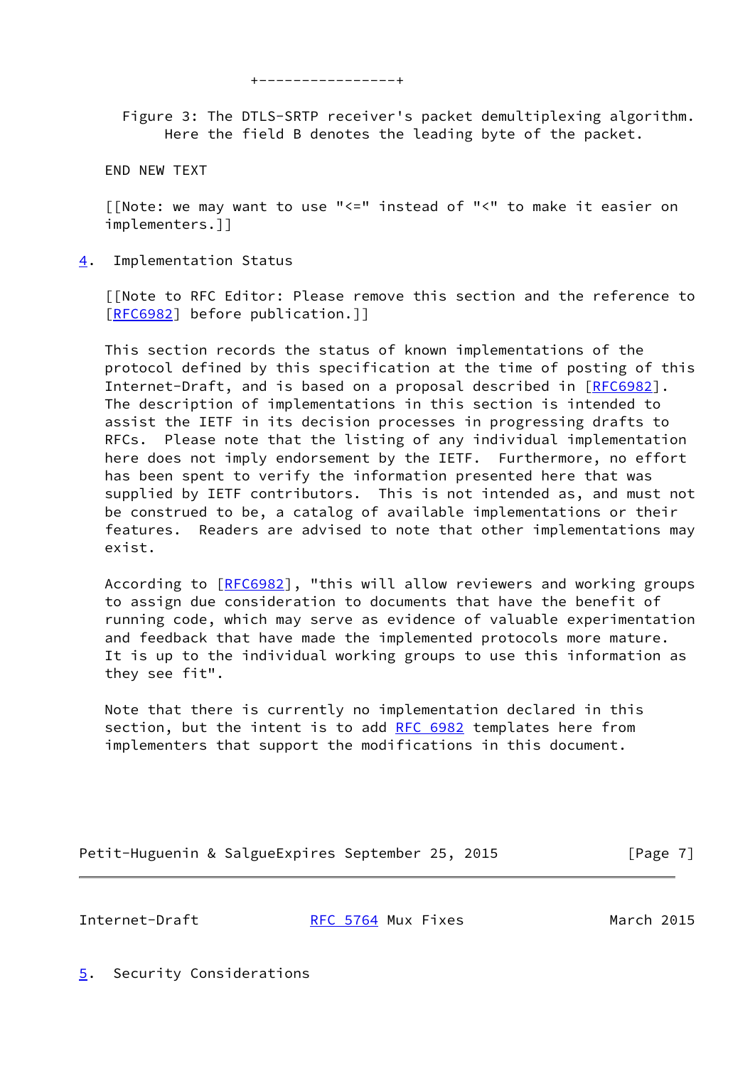```
                      +----------------+
```

Figure 3: The DTLS-SRTP receiver's packet demultiplexing algorithm. Here the field B denotes the leading byte of the packet.

END NEW TEXT

[[Note: we may want to use "<=" instead of "<" to make it easier on implementers.]]

## 4. Implementation Status

[[Note to RFC Editor: Please remove this section and the reference to [RFC6982] before publication.]]

This section records the status of known implementations of the protocol defined by this specification at the time of posting of this Internet-Draft, and is based on a proposal described in [RFC6982]. The description of implementations in this section is intended to assist the IETF in its decision processes in progressing drafts to RFCs. Please note that the listing of any individual implementation here does not imply endorsement by the IETF. Furthermore, no effort has been spent to verify the information presented here that was supplied by IETF contributors. This is not intended as, and must not be construed to be, a catalog of available implementations or their features. Readers are advised to note that other implementations may exist.

According to [RFC6982], "this will allow reviewers and working groups to assign due consideration to documents that have the benefit of running code, which may serve as evidence of valuable experimentation and feedback that have made the implemented protocols more mature. It is up to the individual working groups to use this information as they see fit".

Note that there is currently no implementation declared in this section, but the intent is to add RFC 6982 templates here from implementers that support the modifications in this document.

## 5. Security Considerations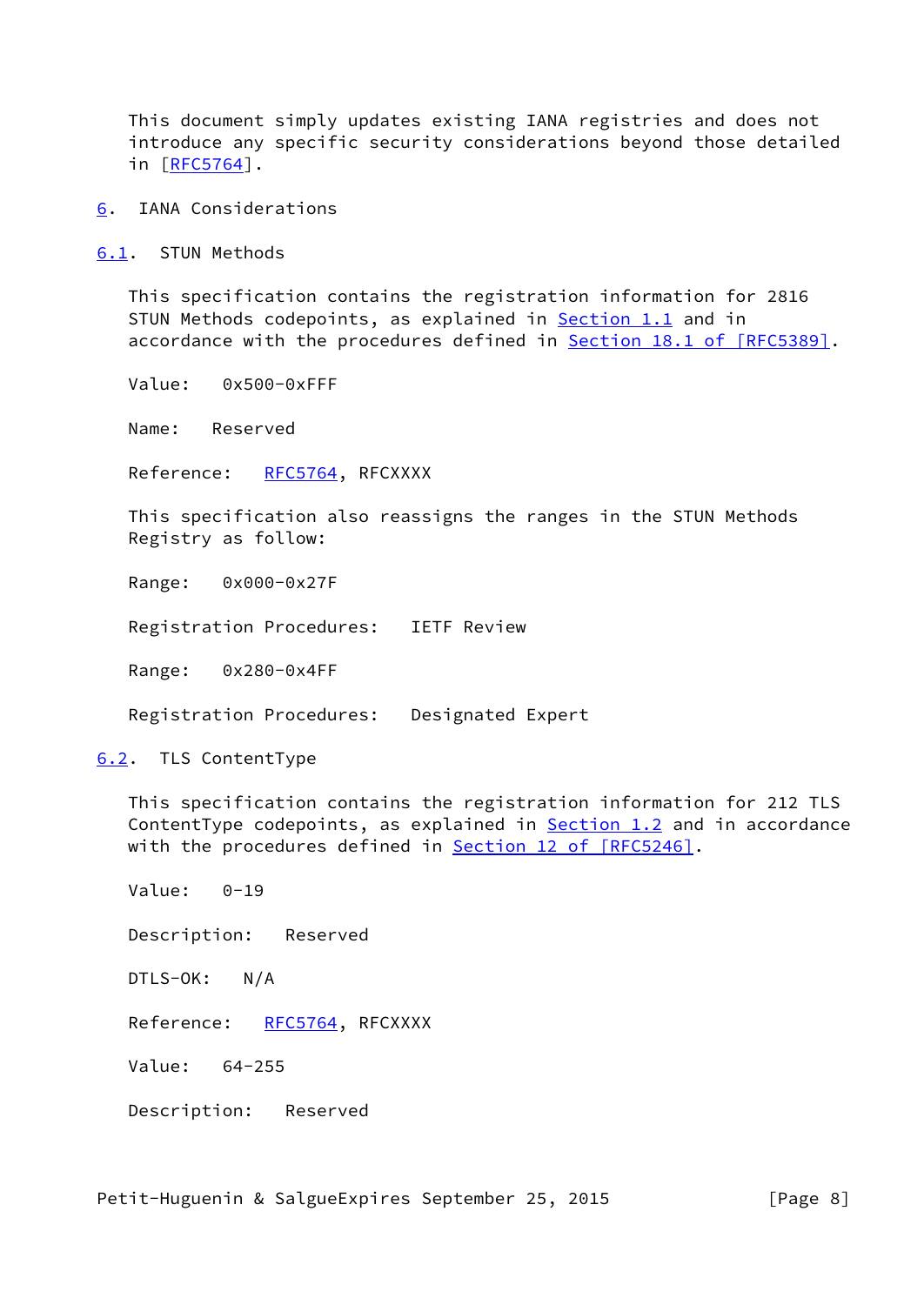This document simply updates existing IANA registries and does not introduce any specific security considerations beyond those detailed in [RFC5764].

## 6. IANA Considerations

### 6.1. STUN Methods

This specification contains the registration information for 2816 STUN Methods codepoints, as explained in Section 1.1 and in accordance with the procedures defined in Section 18.1 of [RFC5389].

Value: 0x500-0xFFF

Name: Reserved

Reference: RFC5764, RFCXXXX

This specification also reassigns the ranges in the STUN Methods Registry as follow:

Range: 0x000-0x27F

Registration Procedures: IETF Review

Range: 0x280-0x4FF

Registration Procedures: Designated Expert

### 6.2. TLS ContentType

This specification contains the registration information for 212 TLS ContentType codepoints, as explained in Section 1.2 and in accordance with the procedures defined in Section 12 of [RFC5246].

Value: 0-19

Description: Reserved

DTLS-OK: N/A

Reference: RFC5764, RFCXXXX

Value: 64-255

Description: Reserved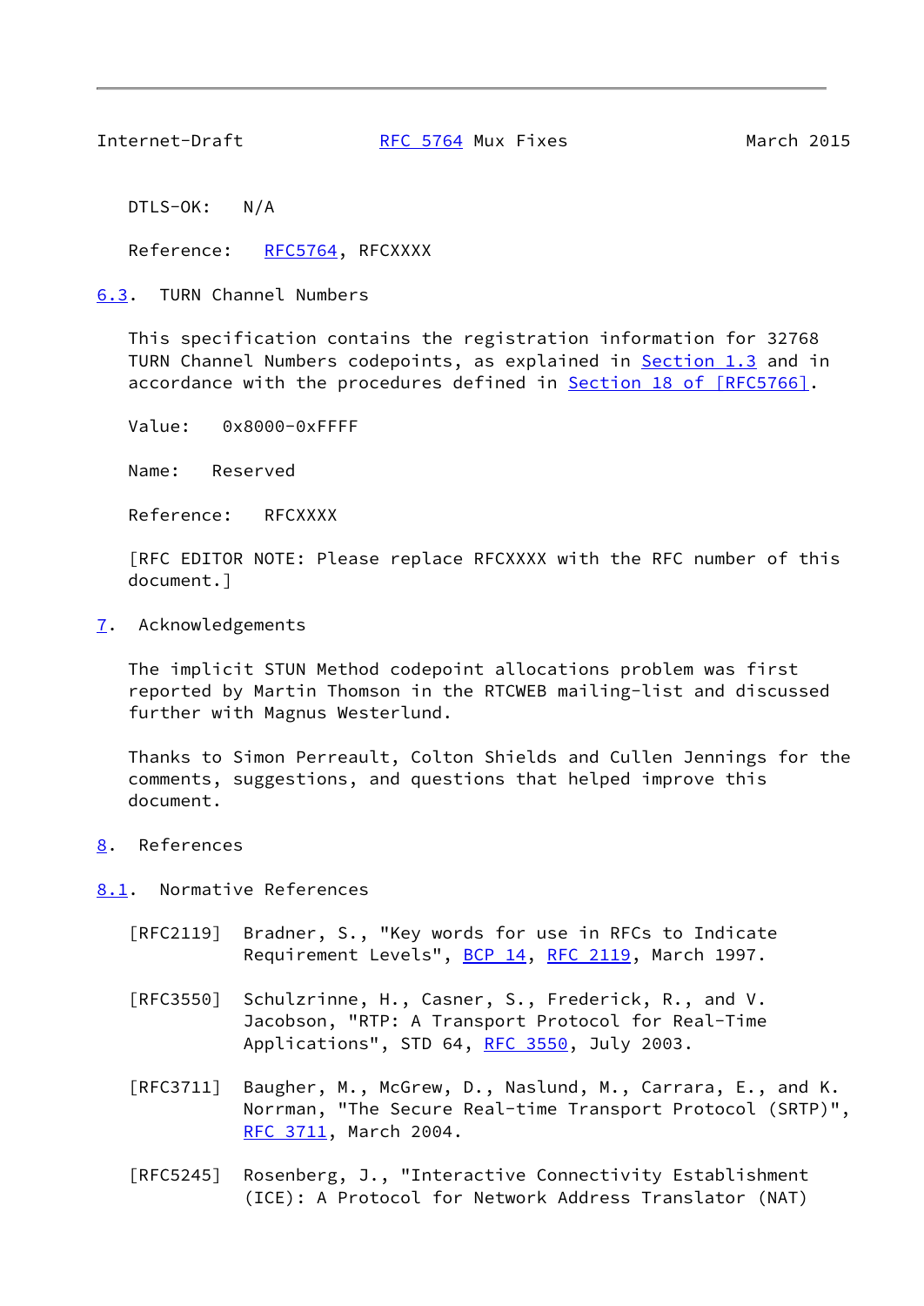DTLS-OK: N/A

Reference: RFC5764, RFCXXXX

### 6.3. TURN Channel Numbers

This specification contains the registration information for 32768 TURN Channel Numbers codepoints, as explained in Section 1.3 and in accordance with the procedures defined in Section 18 of [RFC5766].

Value: 0x8000-0xFFFF

Name: Reserved

Reference: RFCXXXX

[RFC EDITOR NOTE: Please replace RFCXXXX with the RFC number of this document.]

## 7. Acknowledgements

The implicit STUN Method codepoint allocations problem was first reported by Martin Thomson in the RTCWEB mailing-list and discussed further with Magnus Westerlund.

Thanks to Simon Perreault, Colton Shields and Cullen Jennings for the comments, suggestions, and questions that helped improve this document.

## 8. References

### 8.1. Normative References

[RFC2119] Bradner, S., "Key words for use in RFCs to Indicate Requirement Levels", BCP 14, RFC 2119, March 1997.

[RFC3550] Schulzrinne, H., Casner, S., Frederick, R., and V. Jacobson, "RTP: A Transport Protocol for Real-Time Applications", STD 64, RFC 3550, July 2003.

[RFC3711] Baugher, M., McGrew, D., Naslund, M., Carrara, E., and K. Norrman, "The Secure Real-time Transport Protocol (SRTP)", RFC 3711, March 2004.

[RFC5245] Rosenberg, J., "Interactive Connectivity Establishment (ICE): A Protocol for Network Address Translator (NAT)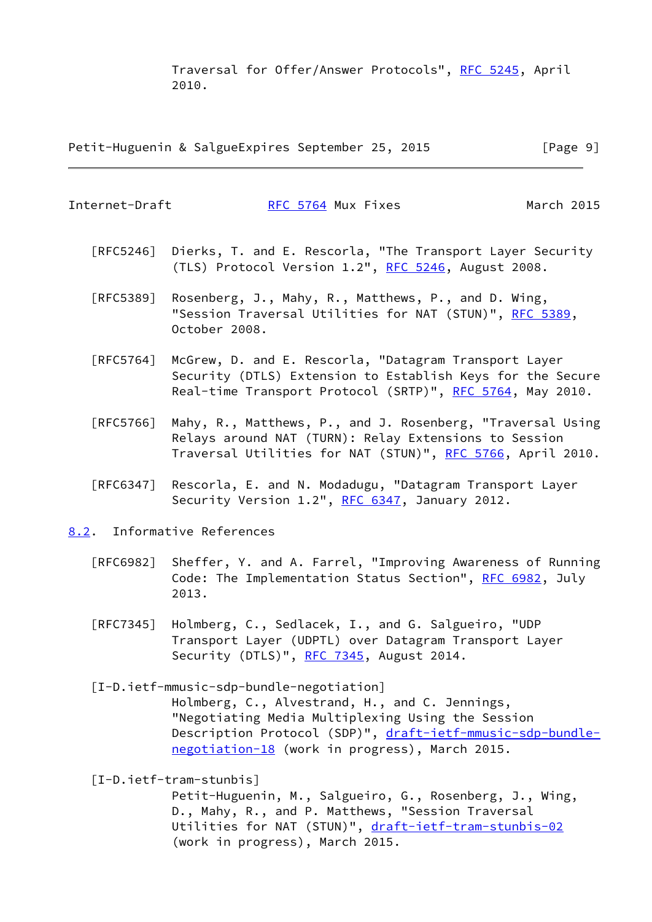Traversal for Offer/Answer Protocols", RFC 5245, April 2010.

[RFC5246] Dierks, T. and E. Rescorla, "The Transport Layer Security (TLS) Protocol Version 1.2", RFC 5246, August 2008.

[RFC5389] Rosenberg, J., Mahy, R., Matthews, P., and D. Wing, "Session Traversal Utilities for NAT (STUN)", RFC 5389, October 2008.

[RFC5764] McGrew, D. and E. Rescorla, "Datagram Transport Layer Security (DTLS) Extension to Establish Keys for the Secure Real-time Transport Protocol (SRTP)", RFC 5764, May 2010.

[RFC5766] Mahy, R., Matthews, P., and J. Rosenberg, "Traversal Using Relays around NAT (TURN): Relay Extensions to Session Traversal Utilities for NAT (STUN)", RFC 5766, April 2010.

[RFC6347] Rescorla, E. and N. Modadugu, "Datagram Transport Layer Security Version 1.2", RFC 6347, January 2012.

### 8.2. Informative References

[RFC6982] Sheffer, Y. and A. Farrel, "Improving Awareness of Running Code: The Implementation Status Section", RFC 6982, July 2013.

[RFC7345] Holmberg, C., Sedlacek, I., and G. Salgueiro, "UDP Transport Layer (UDPTL) over Datagram Transport Layer Security (DTLS)", RFC 7345, August 2014.

[I-D.ietf-mmusic-sdp-bundle-negotiation]
Holmberg, C., Alvestrand, H., and C. Jennings, "Negotiating Media Multiplexing Using the Session Description Protocol (SDP)", draft-ietf-mmusic-sdp-bundle-negotiation-18 (work in progress), March 2015.

[I-D.ietf-tram-stunbis]
Petit-Huguenin, M., Salgueiro, G., Rosenberg, J., Wing, D., Mahy, R., and P. Matthews, "Session Traversal Utilities for NAT (STUN)", draft-ietf-tram-stunbis-02 (work in progress), March 2015.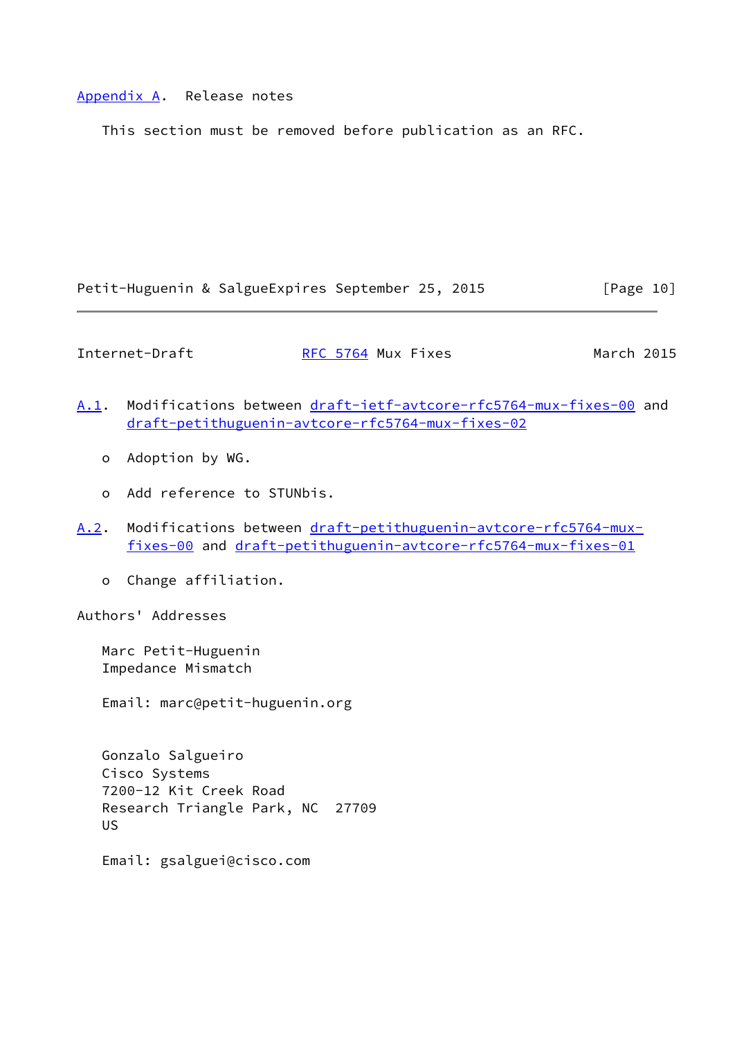## Appendix A. Release notes

This section must be removed before publication as an RFC.

### A.1. Modifications between draft-ietf-avtcore-rfc5764-mux-fixes-00 and draft-petithuguenin-avtcore-rfc5764-mux-fixes-02

- Adoption by WG.
- Add reference to STUNbis.

### A.2. Modifications between draft-petithuguenin-avtcore-rfc5764-mux-fixes-00 and draft-petithuguenin-avtcore-rfc5764-mux-fixes-01

- Change affiliation.

## Authors' Addresses

Marc Petit-Huguenin
Impedance Mismatch

Email: marc@petit-huguenin.org

Gonzalo Salgueiro
Cisco Systems
7200-12 Kit Creek Road
Research Triangle Park, NC 27709
US

Email: gsalguei@cisco.com